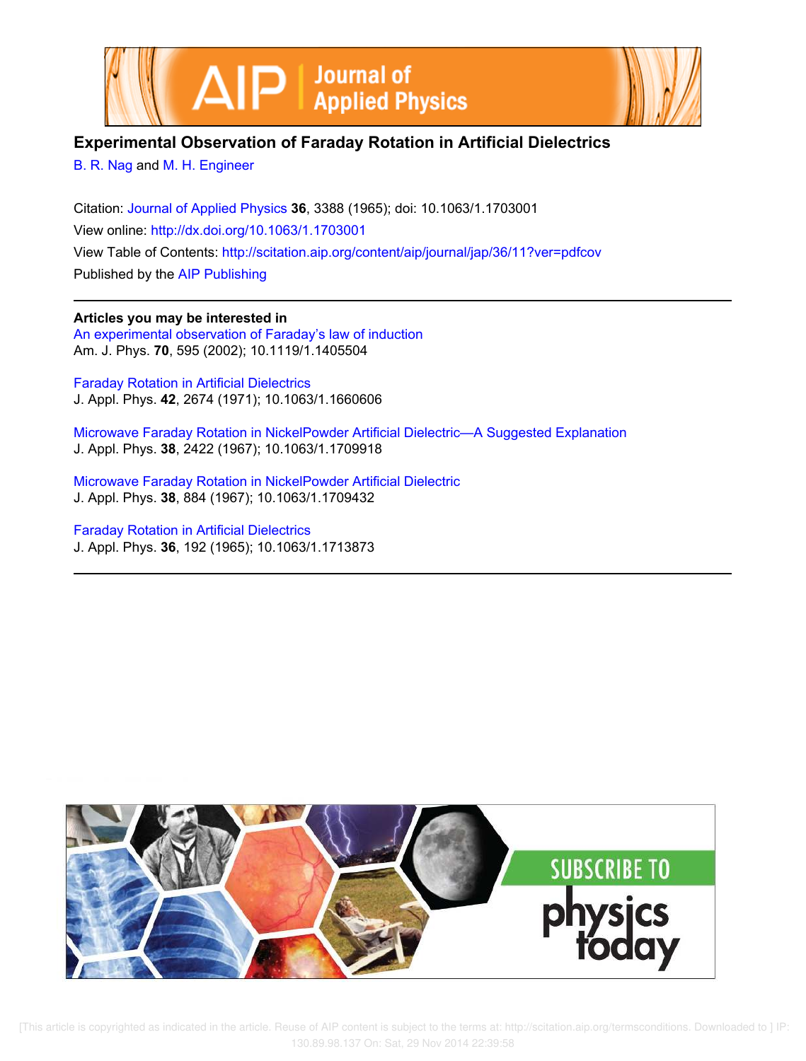# Experimental Observation of Faraday Rotation in Artificial Dielectrics

B. R. Nag and M. H. Engineer

Citation: Journal of Applied Physics **36**, 3388 (1965); doi: 10.1063/1.1703001

View online: http://dx.doi.org/10.1063/1.1703001

View Table of Contents: http://scitation.aip.org/content/aip/journal/jap/36/11?ver=pdfcov

Published by the AIP Publishing

---

**Articles you may be interested in**

An experimental observation of Faraday's law of induction
Am. J. Phys. **70**, 595 (2002); 10.1119/1.1405504

Faraday Rotation in Artificial Dielectrics
J. Appl. Phys. **42**, 2674 (1971); 10.1063/1.1660606

Microwave Faraday Rotation in NickelPowder Artificial Dielectric—A Suggested Explanation
J. Appl. Phys. **38**, 2422 (1967); 10.1063/1.1709918

Microwave Faraday Rotation in NickelPowder Artificial Dielectric
J. Appl. Phys. **38**, 884 (1967); 10.1063/1.1709432

Faraday Rotation in Artificial Dielectrics
J. Appl. Phys. **36**, 192 (1965); 10.1063/1.1713873

---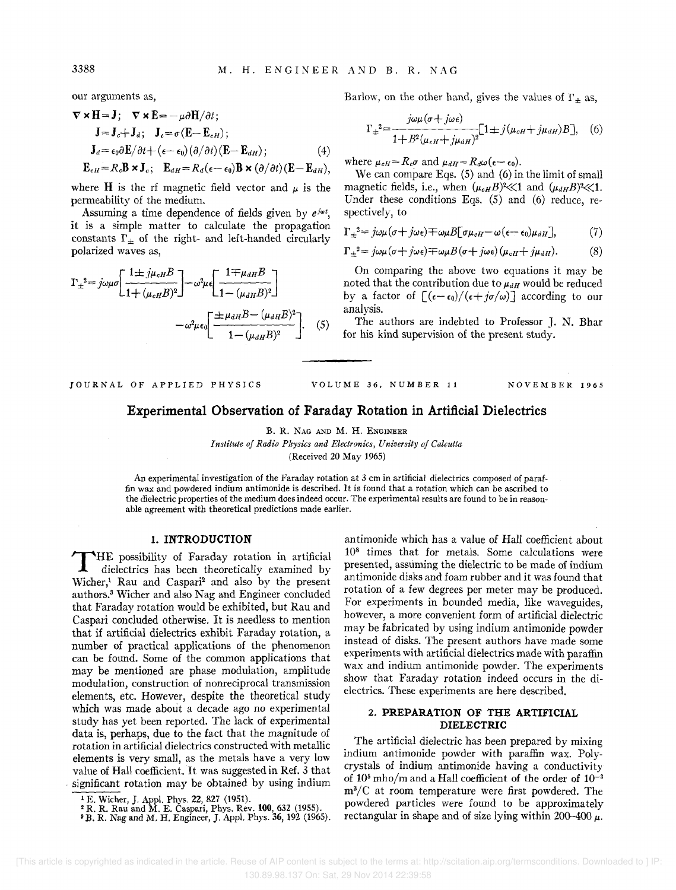our arguments as,

$$\nabla\times\mathbf{H}=\mathbf{J};\quad \nabla\times\mathbf{E}=-\mu\partial\mathbf{H}/\partial t;$$
$$\mathbf{J}=\mathbf{J}_c+\mathbf{J}_d;\quad \mathbf{J}_c=\sigma(\mathbf{E}-\mathbf{E}_{cH});$$
$$\mathbf{J}_d=\epsilon_0\partial\mathbf{E}/\partial t+(\epsilon-\epsilon_0)(\partial/\partial t)(\mathbf{E}-\mathbf{E}_{dH}); \tag{4}$$
$$\mathbf{E}_{cH}=R_c\mathbf{B}\times\mathbf{J}_c;\quad \mathbf{E}_{dH}=R_d(\epsilon-\epsilon_0)\mathbf{B}\times(\partial/\partial t)(\mathbf{E}-\mathbf{E}_{dH}),$$

where $\mathbf{H}$ is the rf magnetic field vector and $\mu$ is the permeability of the medium.

Assuming a time dependence of fields given by $e^{j\omega t}$, it is a simple matter to calculate the propagation constants $\Gamma_\pm$ of the right- and left-handed circularly polarized waves as,

$$\Gamma_\pm^2=j\omega\mu\sigma\left[\frac{1\pm j\mu_{cH}B}{1+(\mu_{cH}B)^2}\right]-\omega^2\mu\epsilon\left[\frac{1\mp\mu_{dH}B}{1-(\mu_{dH}B)^2}\right]-\omega^2\mu\epsilon_0\left[\frac{\pm\mu_{dH}B-(\mu_{dH}B)^2}{1-(\mu_{dH}B)^2}\right]. \tag{5}$$

Barlow, on the other hand, gives the values of $\Gamma_\pm$ as,

$$\Gamma_\pm^2=\frac{j\omega\mu(\sigma+j\omega\epsilon)}{1+B^2(\mu_{cH}+j\mu_{dH})^2}[1\pm j(\mu_{cH}+j\mu_{dH})B], \tag{6}$$

where $\mu_{cH}=R_c\sigma$ and $\mu_{dH}=R_d\omega(\epsilon-\epsilon_0)$.

We can compare Eqs. (5) and (6) in the limit of small magnetic fields, i.e., when $(\mu_{cH}B)^2\ll 1$ and $(\mu_{dH}B)^2\ll 1$. Under these conditions Eqs. (5) and (6) reduce, respectively, to

$$\Gamma_\pm^2=j\omega\mu(\sigma+j\omega\epsilon)\mp\omega\mu B[\sigma\mu_{cH}-\omega(\epsilon-\epsilon_0)\mu_{dH}], \tag{7}$$

$$\Gamma_\pm^2=j\omega\mu(\sigma+j\omega\epsilon)\mp\omega\mu B(\sigma+j\omega\epsilon)(\mu_{cH}+j\mu_{dH}). \tag{8}$$

On comparing the above two equations it may be noted that the contribution due to $\mu_{dH}$ would be reduced by a factor of $[(\epsilon-\epsilon_0)/(\epsilon+j\sigma/\omega)]$ according to our analysis.

The authors are indebted to Professor J. N. Bhar for his kind supervision of the present study.

---

JOURNAL OF APPLIED PHYSICS VOLUME 36, NUMBER 11 NOVEMBER 1965

# Experimental Observation of Faraday Rotation in Artificial Dielectrics

B. R. NAG AND M. H. ENGINEER

*Institute of Radio Physics and Electronics, University of Calcutta*

(Received 20 May 1965)

An experimental investigation of the Faraday rotation at 3 cm in artificial dielectrics composed of paraffin wax and powdered indium antimonide is described. It is found that a rotation which can be ascribed to the dielectric properties of the medium does indeed occur. The experimental results are found to be in reasonable agreement with theoretical predictions made earlier.

## 1. INTRODUCTION

The possibility of Faraday rotation in artificial dielectrics has been theoretically examined by Wicher,[1] Rau and Caspari[2] and also by the present authors.[3] Wicher and also Nag and Engineer concluded that Faraday rotation would be exhibited, but Rau and Caspari concluded otherwise. It is needless to mention that if artificial dielectrics exhibit Faraday rotation, a number of practical applications of the phenomenon can be found. Some of the common applications that may be mentioned are phase modulation, amplitude modulation, construction of nonreciprocal transmission elements, etc. However, despite the theoretical study which was made about a decade ago no experimental study has yet been reported. The lack of experimental data is, perhaps, due to the fact that the magnitude of rotation in artificial dielectrics constructed with metallic elements is very small, as the metals have a very low value of Hall coefficient. It was suggested in Ref. 3 that significant rotation may be obtained by using indium antimonide which has a value of Hall coefficient about $10^8$ times that for metals. Some calculations were presented, assuming the dielectric to be made of indium antimonide disks and foam rubber and it was found that rotation of a few degrees per meter may be produced. For experiments in bounded media, like waveguides, however, a more convenient form of artificial dielectric may be fabricated by using indium antimonide powder instead of disks. The present authors have made some experiments with artificial dielectrics made with paraffin wax and indium antimonide powder. The experiments show that Faraday rotation indeed occurs in the dielectrics. These experiments are here described.

## 2. PREPARATION OF THE ARTIFICIAL DIELECTRIC

The artificial dielectric has been prepared by mixing indium antimonide powder with paraffin wax. Polycrystals of indium antimonide having a conductivity of $10^5$ mho/m and a Hall coefficient of the order of $10^{-3}$ m$^3$/C at room temperature were first powdered. The powdered particles were found to be approximately rectangular in shape and of size lying within 200–400 $\mu$.

[1] E. Wicher, J. Appl. Phys. 22, 827 (1951).
[2] R. R. Rau and M. E. Caspari, Phys. Rev. 100, 632 (1955).
[3] B. R. Nag and M. H. Engineer, J. Appl. Phys. 36, 192 (1965).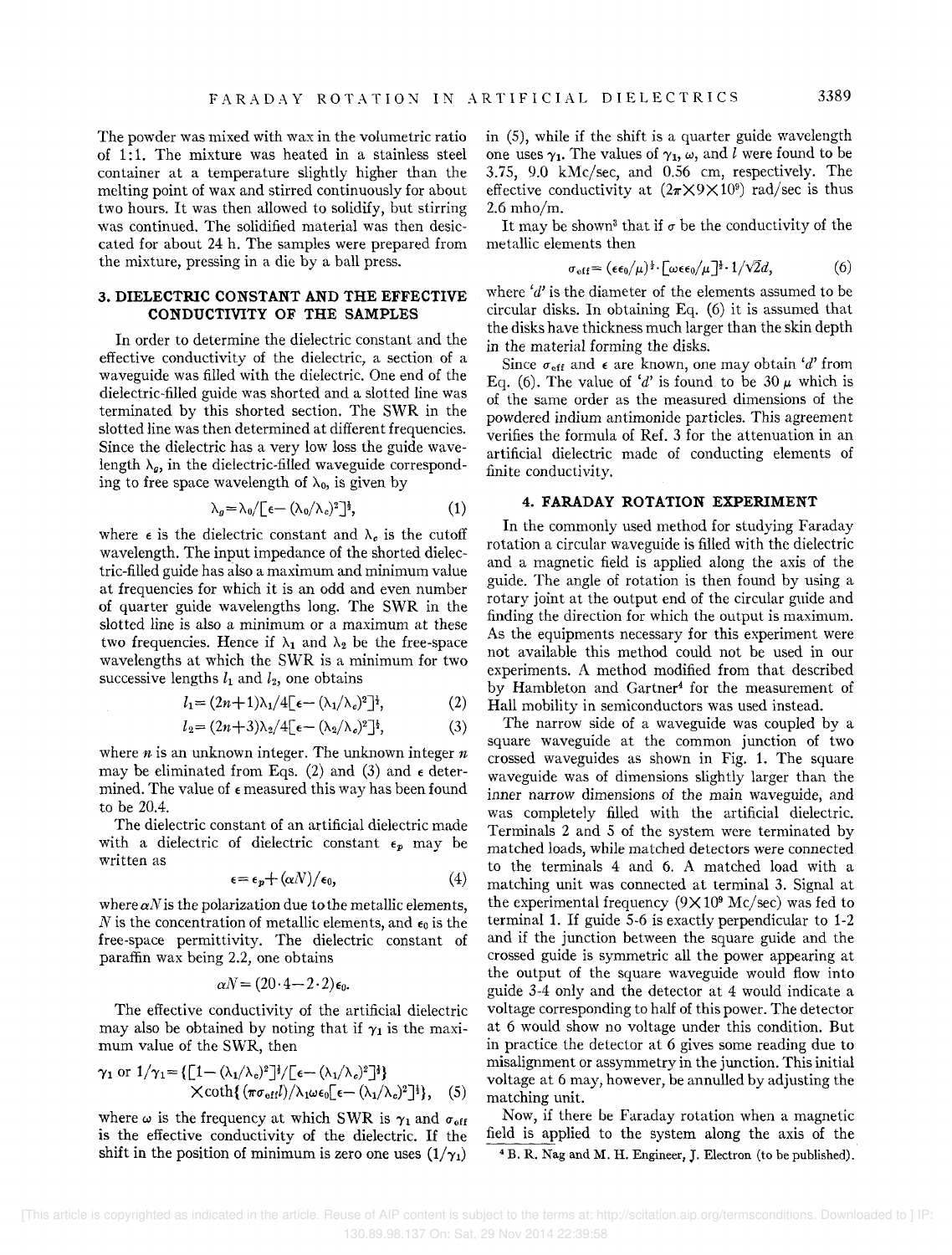The powder was mixed with wax in the volumetric ratio of 1:1. The mixture was heated in a stainless steel container at a temperature slightly higher than the melting point of wax and stirred continuously for about two hours. It was then allowed to solidify, but stirring was continued. The solidified material was then desiccated for about 24 h. The samples were prepared from the mixture, pressing in a die by a ball press.

## 3. DIELECTRIC CONSTANT AND THE EFFECTIVE CONDUCTIVITY OF THE SAMPLES

In order to determine the dielectric constant and the effective conductivity of the dielectric, a section of a waveguide was filled with the dielectric. One end of the dielectric-filled guide was shorted and a slotted line was terminated by this shorted section. The SWR in the slotted line was then determined at different frequencies. Since the dielectric has a very low loss the guide wavelength $\lambda_g$, in the dielectric-filled waveguide corresponding to free space wavelength of $\lambda_0$, is given by

$$\lambda_g = \lambda_0 / [\epsilon - (\lambda_0/\lambda_c)^2]^{\frac{1}{2}}, \tag{1}$$

where $\epsilon$ is the dielectric constant and $\lambda_c$ is the cutoff wavelength. The input impedance of the shorted dielectric-filled guide has also a maximum and minimum value at frequencies for which it is an odd and even number of quarter guide wavelengths long. The SWR in the slotted line is also a minimum or a maximum at these two frequencies. Hence if $\lambda_1$ and $\lambda_2$ be the free-space wavelengths at which the SWR is a minimum for two successive lengths $l_1$ and $l_2$, one obtains

$$l_1 = (2n+1)\lambda_1 / 4[\epsilon - (\lambda_1/\lambda_c)^2]^{\frac{1}{2}}, \tag{2}$$

$$l_2 = (2n+3)\lambda_2 / 4[\epsilon - (\lambda_2/\lambda_c)^2]^{\frac{1}{2}}, \tag{3}$$

where $n$ is an unknown integer. The unknown integer $n$ may be eliminated from Eqs. (2) and (3) and $\epsilon$ determined. The value of $\epsilon$ measured this way has been found to be 20.4.

The dielectric constant of an artificial dielectric made with a dielectric of dielectric constant $\epsilon_p$ may be written as

$$\epsilon = \epsilon_p + (\alpha N)/\epsilon_0, \tag{4}$$

where $\alpha N$ is the polarization due to the metallic elements, $N$ is the concentration of metallic elements, and $\epsilon_0$ is the free-space permittivity. The dielectric constant of paraffin wax being 2.2, one obtains

$$\alpha N = (20\cdot 4 - 2\cdot 2)\epsilon_0.$$

The effective conductivity of the artificial dielectric may also be obtained by noting that if $\gamma_1$ is the maximum value of the SWR, then

$$\gamma_1 \text{ or } 1/\gamma_1 = \{[1-(\lambda_1/\lambda_c)^2]^{\frac{1}{2}} / [\epsilon - (\lambda_1/\lambda_c)^2]^{\frac{1}{2}}\} \times \coth\{(\pi\sigma_{\text{eff}} l)/\lambda_1\omega\epsilon_0[\epsilon-(\lambda_1/\lambda_c)^2]^{\frac{1}{2}}\}, \tag{5}$$

where $\omega$ is the frequency at which SWR is $\gamma_1$ and $\sigma_{\text{eff}}$ is the effective conductivity of the dielectric. If the shift in the position of minimum is zero one uses $(1/\gamma_1)$ in (5), while if the shift is a quarter guide wavelength one uses $\gamma_1$. The values of $\gamma_1$, $\omega$, and $l$ were found to be 3.75, 9.0 kMc/sec, and 0.56 cm, respectively. The effective conductivity at $(2\pi \times 9 \times 10^9)$ rad/sec is thus 2.6 mho/m.

It may be shown[3] that if $\sigma$ be the conductivity of the metallic elements then

$$\sigma_{\text{eff}} = (\epsilon\epsilon_0/\mu)^{\frac{1}{2}} \cdot [\omega\epsilon\epsilon_0/\mu]^{\frac{1}{2}} \cdot 1/\sqrt{2}d, \tag{6}$$

where '$d$' is the diameter of the elements assumed to be circular disks. In obtaining Eq. (6) it is assumed that the disks have thickness much larger than the skin depth in the material forming the disks.

Since $\sigma_{\text{eff}}$ and $\epsilon$ are known, one may obtain '$d$' from Eq. (6). The value of '$d$' is found to be 30 $\mu$ which is of the same order as the measured dimensions of the powdered indium antimonide particles. This agreement verifies the formula of Ref. 3 for the attenuation in an artificial dielectric made of conducting elements of finite conductivity.

## 4. FARADAY ROTATION EXPERIMENT

In the commonly used method for studying Faraday rotation a circular waveguide is filled with the dielectric and a magnetic field is applied along the axis of the guide. The angle of rotation is then found by using a rotary joint at the output end of the circular guide and finding the direction for which the output is maximum. As the equipments necessary for this experiment were not available this method could not be used in our experiments. A method modified from that described by Hambleton and Gartner[4] for the measurement of Hall mobility in semiconductors was used instead.

The narrow side of a waveguide was coupled by a square waveguide at the common junction of two crossed waveguides as shown in Fig. 1. The square waveguide was of dimensions slightly larger than the inner narrow dimensions of the main waveguide, and was completely filled with the artificial dielectric. Terminals 2 and 5 of the system were terminated by matched loads, while matched detectors were connected to the terminals 4 and 6. A matched load with a matching unit was connected at terminal 3. Signal at the experimental frequency ($9\times 10^9$ Mc/sec) was fed to terminal 1. If guide 5-6 is exactly perpendicular to 1-2 and if the junction between the square guide and the crossed guide is symmetric all the power appearing at the output of the square waveguide would flow into guide 3-4 only and the detector at 4 would indicate a voltage corresponding to half of this power. The detector at 6 would show no voltage under this condition. But in practice the detector at 6 gives some reading due to misalignment or assymmetry in the junction. This initial voltage at 6 may, however, be annulled by adjusting the matching unit.

Now, if there be Faraday rotation when a magnetic field is applied to the system along the axis of the

[4] B. R. Nag and M. H. Engineer, J. Electron (to be published).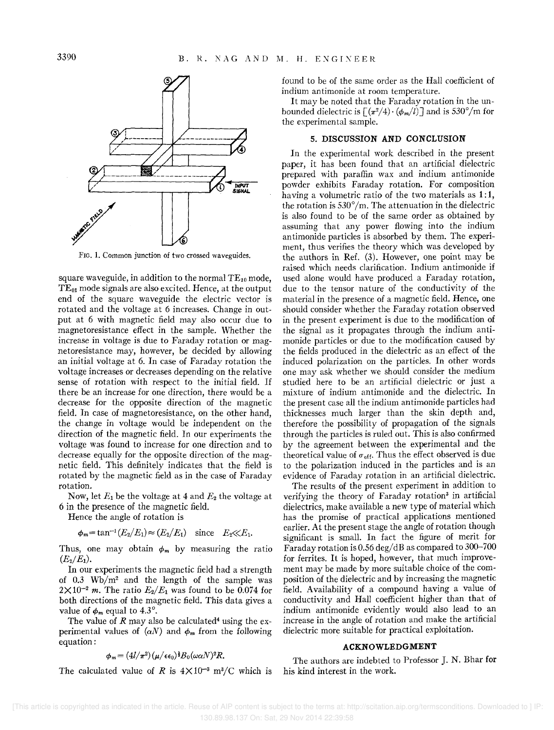FIG. 1. Common junction of two crossed waveguides.

square waveguide, in addition to the normal $TE_{10}$ mode, $TE_{01}$ mode signals are also excited. Hence, at the output end of the square waveguide the electric vector is rotated and the voltage at 6 increases. Change in output at 6 with magnetic field may also occur due to magnetoresistance effect in the sample. Whether the increase in voltage is due to Faraday rotation or magnetoresistance may, however, be decided by allowing an initial voltage at 6. In case of Faraday rotation the voltage increases or decreases depending on the relative sense of rotation with respect to the initial field. If there be an increase for one direction, there would be a decrease for the opposite direction of the magnetic field. In case of magnetoresistance, on the other hand, the change in voltage would be independent on the direction of the magnetic field. In our experiments the voltage was found to increase for one direction and to decrease equally for the opposite direction of the magnetic field. This definitely indicates that the field is rotated by the magnetic field as in the case of Faraday rotation.

Now, let $E_1$ be the voltage at 4 and $E_2$ the voltage at 6 in the presence of the magnetic field.

Hence the angle of rotation is

$$\phi_m = \tan^{-1}(E_2/E_1) \approx (E_2/E_1) \quad \text{since} \quad E_2 \ll E_1.$$

Thus, one may obtain $\phi_m$ by measuring the ratio $(E_2/E_1)$.

In our experiments the magnetic field had a strength of 0.3 $Wb/m^2$ and the length of the sample was $2\times10^{-2}$ $m$. The ratio $E_2/E_1$ was found to be 0.074 for both directions of the magnetic field. This data gives a value of $\phi_m$ equal to 4.3°.

The value of $R$ may also be calculated[4] using the experimental values of $(\alpha N)$ and $\phi_m$ from the following equation:

$$\phi_m = (4l/\pi^2)(\mu/\epsilon\epsilon_0)^{\frac{1}{2}} B_0 (\omega\alpha N)^2 R.$$

The calculated value of $R$ is $4\times10^{-3}$ $m^3/C$ which is found to be of the same order as the Hall coefficient of indium antimonide at room temperature.

It may be noted that the Faraday rotation in the unbounded dielectric is $[(\pi^2/4)\cdot(\phi_m/l)]$ and is 530°/m for the experimental sample.

## 5. DISCUSSION AND CONCLUSION

In the experimental work described in the present paper, it has been found that an artificial dielectric prepared with paraffin wax and indium antimonide powder exhibits Faraday rotation. For composition having a volumetric ratio of the two materials as 1:1, the rotation is 530°/m. The attenuation in the dielectric is also found to be of the same order as obtained by assuming that any power flowing into the indium antimonide particles is absorbed by them. The experiment, thus verifies the theory which was developed by the authors in Ref. (3). However, one point may be raised which needs clarification. Indium antimonide if used alone would have produced a Faraday rotation, due to the tensor nature of the conductivity of the material in the presence of a magnetic field. Hence, one should consider whether the Faraday rotation observed in the present experiment is due to the modification of the signal as it propagates through the indium antimonide particles or due to the modification caused by the fields produced in the dielectric as an effect of the induced polarization on the particles. In other words one may ask whether we should consider the medium studied here to be an artificial dielectric or just a mixture of indium antimonide and the dielectric. In the present case all the indium antimonide particles had thicknesses much larger than the skin depth and, therefore the possibility of propagation of the signals through the particles is ruled out. This is also confirmed by the agreement between the experimental and the theoretical value of $\sigma_{\text{eff}}$. Thus the effect observed is due to the polarization induced in the particles and is an evidence of Faraday rotation in an artificial dielectric.

The results of the present experiment in addition to verifying the theory of Faraday rotation[3] in artificial dielectrics, make available a new type of material which has the promise of practical applications mentioned earlier. At the present stage the angle of rotation though significant is small. In fact the figure of merit for Faraday rotation is 0.56 deg/dB as compared to 300–700 for ferrites. It is hoped, however, that much improvement may be made by more suitable choice of the composition of the dielectric and by increasing the magnetic field. Availability of a compound having a value of conductivity and Hall coefficient higher than that of indium antimonide evidently would also lead to an increase in the angle of rotation and make the artificial dielectric more suitable for practical exploitation.

## ACKNOWLEDGMENT

The authors are indebted to Professor J. N. Bhar for his kind interest in the work.